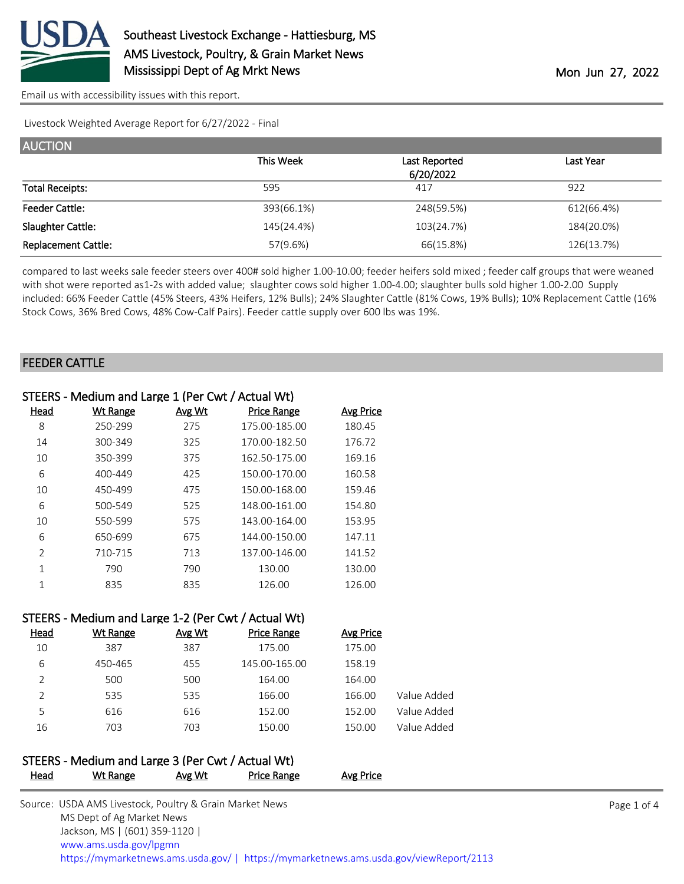# Southeast Livestock Exchange - Hattiesburg, MS
## AMS Livestock, Poultry, & Grain Market News
## Mississippi Dept of Ag Mrkt News

Mon Jun 27, 2022

Email us with accessibility issues with this report.

Livestock Weighted Average Report for 6/27/2022 - Final

## AUCTION

| | This Week | Last Reported 6/20/2022 | Last Year |
|---|---|---|---|
| Total Receipts: | 595 | 417 | 922 |
| Feeder Cattle: | 393(66.1%) | 248(59.5%) | 612(66.4%) |
| Slaughter Cattle: | 145(24.4%) | 103(24.7%) | 184(20.0%) |
| Replacement Cattle: | 57(9.6%) | 66(15.8%) | 126(13.7%) |

compared to last weeks sale feeder steers over 400# sold higher 1.00-10.00; feeder heifers sold mixed ; feeder calf groups that were weaned with shot were reported as1-2s with added value; slaughter cows sold higher 1.00-4.00; slaughter bulls sold higher 1.00-2.00 Supply included: 66% Feeder Cattle (45% Steers, 43% Heifers, 12% Bulls); 24% Slaughter Cattle (81% Cows, 19% Bulls); 10% Replacement Cattle (16% Stock Cows, 36% Bred Cows, 48% Cow-Calf Pairs). Feeder cattle supply over 600 lbs was 19%.

## FEEDER CATTLE

### STEERS - Medium and Large 1 (Per Cwt / Actual Wt)

| Head | Wt Range | Avg Wt | Price Range | Avg Price |
|---|---|---|---|---|
| 8 | 250-299 | 275 | 175.00-185.00 | 180.45 |
| 14 | 300-349 | 325 | 170.00-182.50 | 176.72 |
| 10 | 350-399 | 375 | 162.50-175.00 | 169.16 |
| 6 | 400-449 | 425 | 150.00-170.00 | 160.58 |
| 10 | 450-499 | 475 | 150.00-168.00 | 159.46 |
| 6 | 500-549 | 525 | 148.00-161.00 | 154.80 |
| 10 | 550-599 | 575 | 143.00-164.00 | 153.95 |
| 6 | 650-699 | 675 | 144.00-150.00 | 147.11 |
| 2 | 710-715 | 713 | 137.00-146.00 | 141.52 |
| 1 | 790 | 790 | 130.00 | 130.00 |
| 1 | 835 | 835 | 126.00 | 126.00 |

### STEERS - Medium and Large 1-2 (Per Cwt / Actual Wt)

| Head | Wt Range | Avg Wt | Price Range | Avg Price | |
|---|---|---|---|---|---|
| 10 | 387 | 387 | 175.00 | 175.00 | |
| 6 | 450-465 | 455 | 145.00-165.00 | 158.19 | |
| 2 | 500 | 500 | 164.00 | 164.00 | |
| 2 | 535 | 535 | 166.00 | 166.00 | Value Added |
| 5 | 616 | 616 | 152.00 | 152.00 | Value Added |
| 16 | 703 | 703 | 150.00 | 150.00 | Value Added |

### STEERS - Medium and Large 3 (Per Cwt / Actual Wt)

| Head | Wt Range | Avg Wt | Price Range | Avg Price |
|---|---|---|---|---|

Source: USDA AMS Livestock, Poultry & Grain Market News
MS Dept of Ag Market News
Jackson, MS | (601) 359-1120 |
www.ams.usda.gov/lpgmn
https://mymarketnews.ams.usda.gov/ | https://mymarketnews.ams.usda.gov/viewReport/2113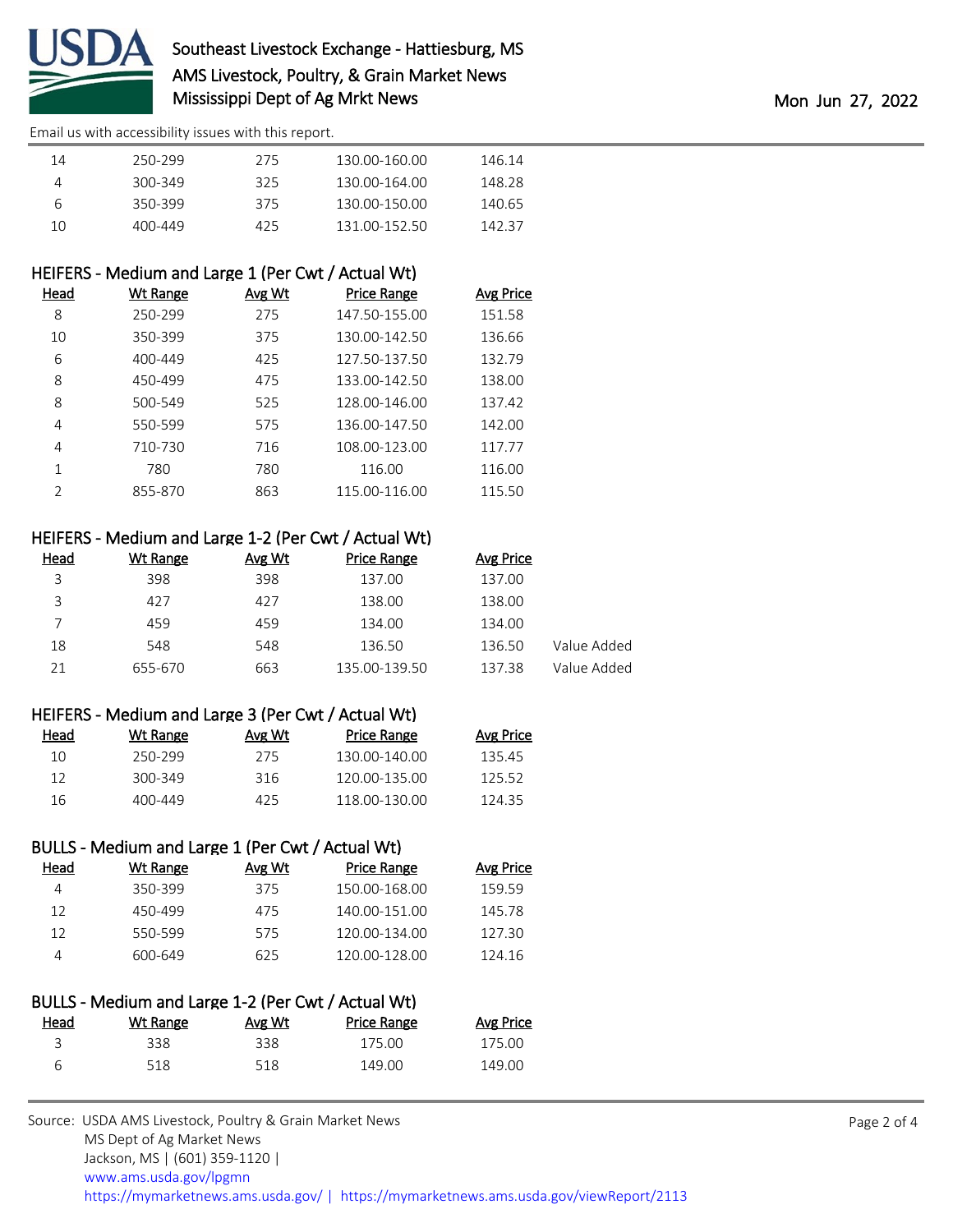| Head | Wt Range | Avg Wt | Price Range | Avg Price |
|---|---|---|---|---|
| 14 | 250-299 | 275 | 130.00-160.00 | 146.14 |
| 4 | 300-349 | 325 | 130.00-164.00 | 148.28 |
| 6 | 350-399 | 375 | 130.00-150.00 | 140.65 |
| 10 | 400-449 | 425 | 131.00-152.50 | 142.37 |

## HEIFERS - Medium and Large 1 (Per Cwt / Actual Wt)

| Head | Wt Range | Avg Wt | Price Range | Avg Price |
|---|---|---|---|---|
| 8 | 250-299 | 275 | 147.50-155.00 | 151.58 |
| 10 | 350-399 | 375 | 130.00-142.50 | 136.66 |
| 6 | 400-449 | 425 | 127.50-137.50 | 132.79 |
| 8 | 450-499 | 475 | 133.00-142.50 | 138.00 |
| 8 | 500-549 | 525 | 128.00-146.00 | 137.42 |
| 4 | 550-599 | 575 | 136.00-147.50 | 142.00 |
| 4 | 710-730 | 716 | 108.00-123.00 | 117.77 |
| 1 | 780 | 780 | 116.00 | 116.00 |
| 2 | 855-870 | 863 | 115.00-116.00 | 115.50 |

## HEIFERS - Medium and Large 1-2 (Per Cwt / Actual Wt)

| Head | Wt Range | Avg Wt | Price Range | Avg Price | |
|---|---|---|---|---|---|
| 3 | 398 | 398 | 137.00 | 137.00 | |
| 3 | 427 | 427 | 138.00 | 138.00 | |
| 7 | 459 | 459 | 134.00 | 134.00 | |
| 18 | 548 | 548 | 136.50 | 136.50 | Value Added |
| 21 | 655-670 | 663 | 135.00-139.50 | 137.38 | Value Added |

## HEIFERS - Medium and Large 3 (Per Cwt / Actual Wt)

| Head | Wt Range | Avg Wt | Price Range | Avg Price |
|---|---|---|---|---|
| 10 | 250-299 | 275 | 130.00-140.00 | 135.45 |
| 12 | 300-349 | 316 | 120.00-135.00 | 125.52 |
| 16 | 400-449 | 425 | 118.00-130.00 | 124.35 |

## BULLS - Medium and Large 1 (Per Cwt / Actual Wt)

| Head | Wt Range | Avg Wt | Price Range | Avg Price |
|---|---|---|---|---|
| 4 | 350-399 | 375 | 150.00-168.00 | 159.59 |
| 12 | 450-499 | 475 | 140.00-151.00 | 145.78 |
| 12 | 550-599 | 575 | 120.00-134.00 | 127.30 |
| 4 | 600-649 | 625 | 120.00-128.00 | 124.16 |

## BULLS - Medium and Large 1-2 (Per Cwt / Actual Wt)

| Head | Wt Range | Avg Wt | Price Range | Avg Price |
|---|---|---|---|---|
| 3 | 338 | 338 | 175.00 | 175.00 |
| 6 | 518 | 518 | 149.00 | 149.00 |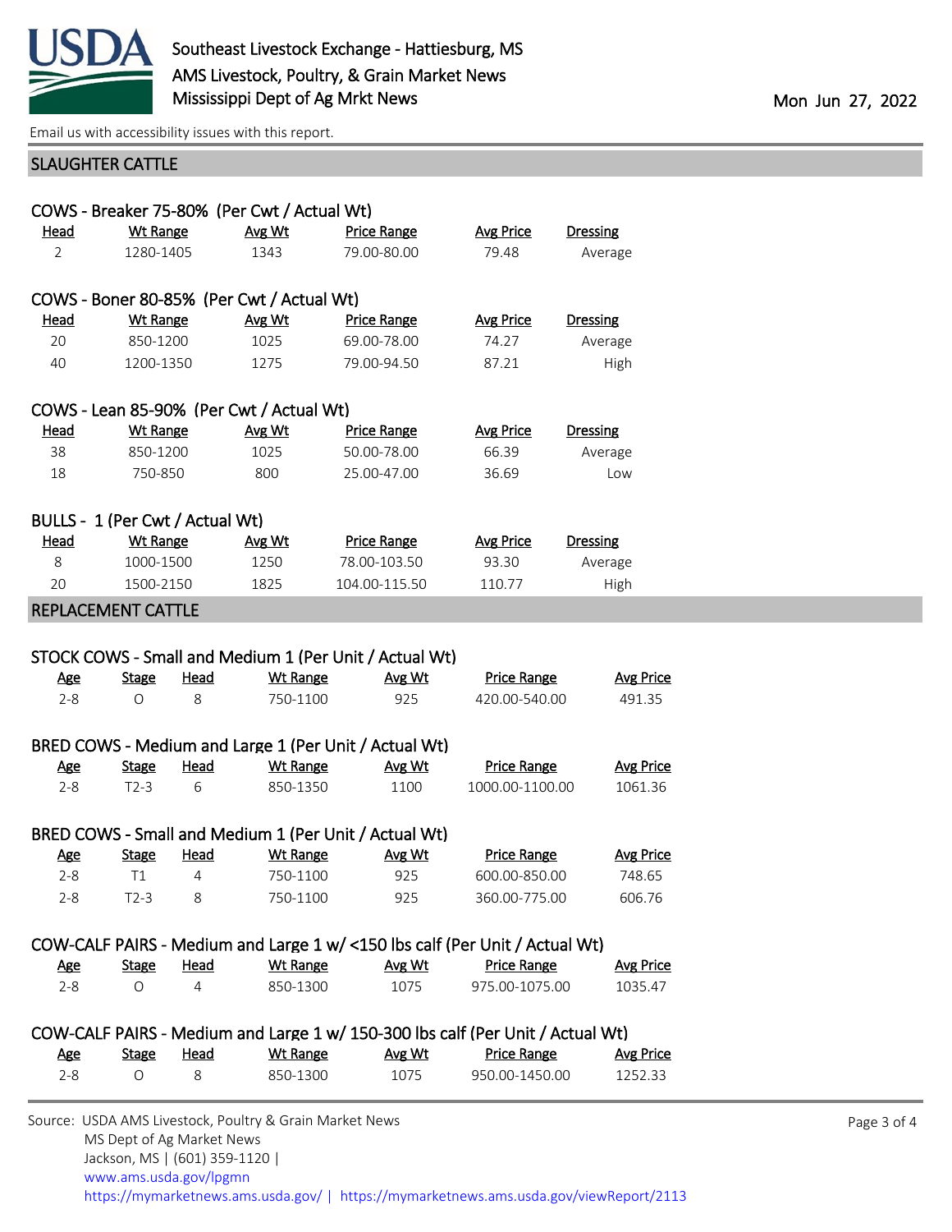Southeast Livestock Exchange - Hattiesburg, MS
AMS Livestock, Poultry, & Grain Market News
Mississippi Dept of Ag Mrkt News

Mon Jun 27, 2022

Email us with accessibility issues with this report.

## SLAUGHTER CATTLE

### COWS - Breaker 75-80% (Per Cwt / Actual Wt)

| Head | Wt Range | Avg Wt | Price Range | Avg Price | Dressing |
|---|---|---|---|---|---|
| 2 | 1280-1405 | 1343 | 79.00-80.00 | 79.48 | Average |

### COWS - Boner 80-85% (Per Cwt / Actual Wt)

| Head | Wt Range | Avg Wt | Price Range | Avg Price | Dressing |
|---|---|---|---|---|---|
| 20 | 850-1200 | 1025 | 69.00-78.00 | 74.27 | Average |
| 40 | 1200-1350 | 1275 | 79.00-94.50 | 87.21 | High |

### COWS - Lean 85-90% (Per Cwt / Actual Wt)

| Head | Wt Range | Avg Wt | Price Range | Avg Price | Dressing |
|---|---|---|---|---|---|
| 38 | 850-1200 | 1025 | 50.00-78.00 | 66.39 | Average |
| 18 | 750-850 | 800 | 25.00-47.00 | 36.69 | Low |

### BULLS - 1 (Per Cwt / Actual Wt)

| Head | Wt Range | Avg Wt | Price Range | Avg Price | Dressing |
|---|---|---|---|---|---|
| 8 | 1000-1500 | 1250 | 78.00-103.50 | 93.30 | Average |
| 20 | 1500-2150 | 1825 | 104.00-115.50 | 110.77 | High |

## REPLACEMENT CATTLE

### STOCK COWS - Small and Medium 1 (Per Unit / Actual Wt)

| Age | Stage | Head | Wt Range | Avg Wt | Price Range | Avg Price |
|---|---|---|---|---|---|---|
| 2-8 | O | 8 | 750-1100 | 925 | 420.00-540.00 | 491.35 |

### BRED COWS - Medium and Large 1 (Per Unit / Actual Wt)

| Age | Stage | Head | Wt Range | Avg Wt | Price Range | Avg Price |
|---|---|---|---|---|---|---|
| 2-8 | T2-3 | 6 | 850-1350 | 1100 | 1000.00-1100.00 | 1061.36 |

### BRED COWS - Small and Medium 1 (Per Unit / Actual Wt)

| Age | Stage | Head | Wt Range | Avg Wt | Price Range | Avg Price |
|---|---|---|---|---|---|---|
| 2-8 | T1 | 4 | 750-1100 | 925 | 600.00-850.00 | 748.65 |
| 2-8 | T2-3 | 8 | 750-1100 | 925 | 360.00-775.00 | 606.76 |

### COW-CALF PAIRS - Medium and Large 1 w/ <150 lbs calf (Per Unit / Actual Wt)

| Age | Stage | Head | Wt Range | Avg Wt | Price Range | Avg Price |
|---|---|---|---|---|---|---|
| 2-8 | O | 4 | 850-1300 | 1075 | 975.00-1075.00 | 1035.47 |

### COW-CALF PAIRS - Medium and Large 1 w/ 150-300 lbs calf (Per Unit / Actual Wt)

| Age | Stage | Head | Wt Range | Avg Wt | Price Range | Avg Price |
|---|---|---|---|---|---|---|
| 2-8 | O | 8 | 850-1300 | 1075 | 950.00-1450.00 | 1252.33 |

Source: USDA AMS Livestock, Poultry & Grain Market News
MS Dept of Ag Market News
Jackson, MS | (601) 359-1120 |
www.ams.usda.gov/lpgmn
https://mymarketnews.ams.usda.gov/ | https://mymarketnews.ams.usda.gov/viewReport/2113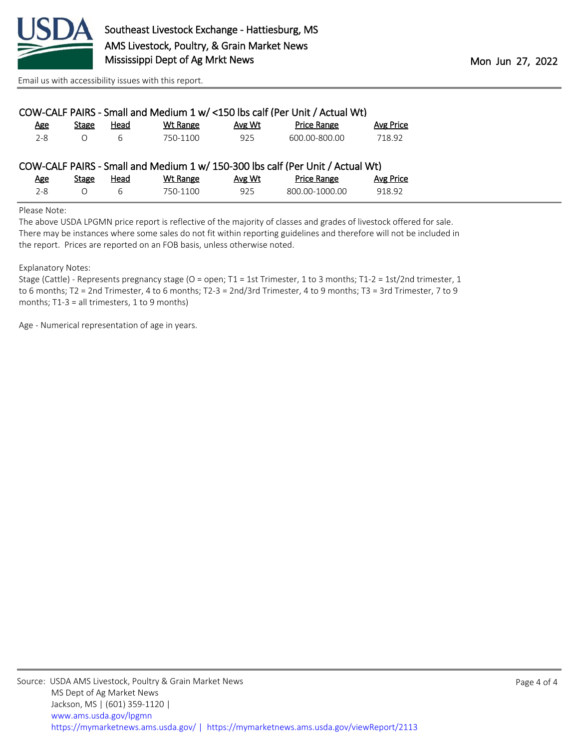Email us with accessibility issues with this report.

### COW-CALF PAIRS - Small and Medium 1 w/ <150 lbs calf (Per Unit / Actual Wt)

| Age | Stage | Head | Wt Range | Avg Wt | Price Range | Avg Price |
|---|---|---|---|---|---|---|
| 2-8 | O | 6 | 750-1100 | 925 | 600.00-800.00 | 718.92 |

### COW-CALF PAIRS - Small and Medium 1 w/ 150-300 lbs calf (Per Unit / Actual Wt)

| Age | Stage | Head | Wt Range | Avg Wt | Price Range | Avg Price |
|---|---|---|---|---|---|---|
| 2-8 | O | 6 | 750-1100 | 925 | 800.00-1000.00 | 918.92 |

Please Note:
The above USDA LPGMN price report is reflective of the majority of classes and grades of livestock offered for sale. There may be instances where some sales do not fit within reporting guidelines and therefore will not be included in the report. Prices are reported on an FOB basis, unless otherwise noted.

Explanatory Notes:
Stage (Cattle) - Represents pregnancy stage (O = open; T1 = 1st Trimester, 1 to 3 months; T1-2 = 1st/2nd trimester, 1 to 6 months; T2 = 2nd Trimester, 4 to 6 months; T2-3 = 2nd/3rd Trimester, 4 to 9 months; T3 = 3rd Trimester, 7 to 9 months; T1-3 = all trimesters, 1 to 9 months)

Age - Numerical representation of age in years.

Source: USDA AMS Livestock, Poultry & Grain Market News
MS Dept of Ag Market News
Jackson, MS | (601) 359-1120 |
www.ams.usda.gov/lpgmn
https://mymarketnews.ams.usda.gov/ | https://mymarketnews.ams.usda.gov/viewReport/2113